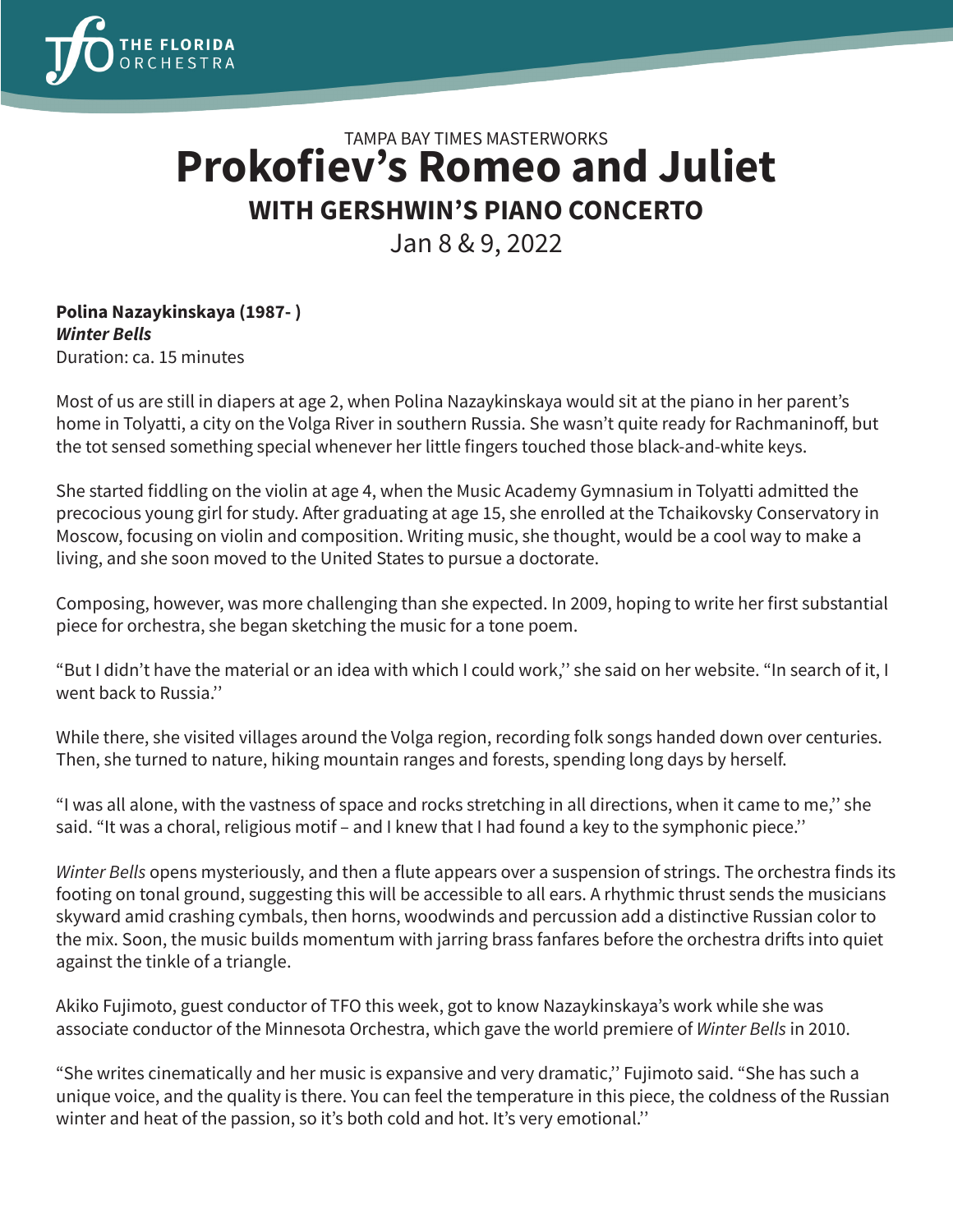TAMPA BAY TIMES MASTERWORKS

# Prokofiev's Romeo and Juliet

## WITH GERSHWIN'S PIANO CONCERTO

Jan 8 & 9, 2022

**Polina Nazaykinskaya (1987- )**
***Winter Bells***
Duration: ca. 15 minutes

Most of us are still in diapers at age 2, when Polina Nazaykinskaya would sit at the piano in her parent's home in Tolyatti, a city on the Volga River in southern Russia. She wasn't quite ready for Rachmaninoff, but the tot sensed something special whenever her little fingers touched those black-and-white keys.

She started fiddling on the violin at age 4, when the Music Academy Gymnasium in Tolyatti admitted the precocious young girl for study. After graduating at age 15, she enrolled at the Tchaikovsky Conservatory in Moscow, focusing on violin and composition. Writing music, she thought, would be a cool way to make a living, and she soon moved to the United States to pursue a doctorate.

Composing, however, was more challenging than she expected. In 2009, hoping to write her first substantial piece for orchestra, she began sketching the music for a tone poem.

"But I didn't have the material or an idea with which I could work,'' she said on her website. "In search of it, I went back to Russia.''

While there, she visited villages around the Volga region, recording folk songs handed down over centuries. Then, she turned to nature, hiking mountain ranges and forests, spending long days by herself.

"I was all alone, with the vastness of space and rocks stretching in all directions, when it came to me,'' she said. "It was a choral, religious motif – and I knew that I had found a key to the symphonic piece.''

*Winter Bells* opens mysteriously, and then a flute appears over a suspension of strings. The orchestra finds its footing on tonal ground, suggesting this will be accessible to all ears. A rhythmic thrust sends the musicians skyward amid crashing cymbals, then horns, woodwinds and percussion add a distinctive Russian color to the mix. Soon, the music builds momentum with jarring brass fanfares before the orchestra drifts into quiet against the tinkle of a triangle.

Akiko Fujimoto, guest conductor of TFO this week, got to know Nazaykinskaya's work while she was associate conductor of the Minnesota Orchestra, which gave the world premiere of *Winter Bells* in 2010.

"She writes cinematically and her music is expansive and very dramatic,'' Fujimoto said. "She has such a unique voice, and the quality is there. You can feel the temperature in this piece, the coldness of the Russian winter and heat of the passion, so it's both cold and hot. It's very emotional.''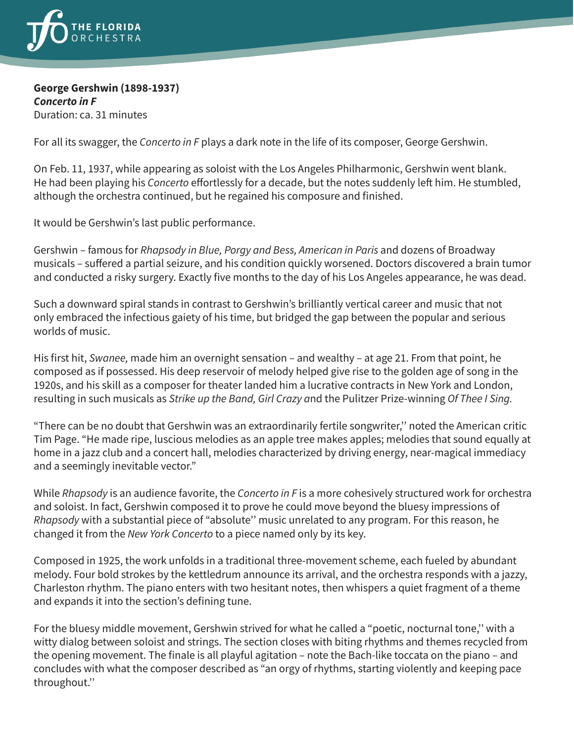**George Gershwin (1898-1937)**
***Concerto in F***
Duration: ca. 31 minutes

For all its swagger, the *Concerto in F* plays a dark note in the life of its composer, George Gershwin.

On Feb. 11, 1937, while appearing as soloist with the Los Angeles Philharmonic, Gershwin went blank. He had been playing his *Concerto* effortlessly for a decade, but the notes suddenly left him. He stumbled, although the orchestra continued, but he regained his composure and finished.

It would be Gershwin's last public performance.

Gershwin – famous for *Rhapsody in Blue, Porgy and Bess, American in Paris* and dozens of Broadway musicals – suffered a partial seizure, and his condition quickly worsened. Doctors discovered a brain tumor and conducted a risky surgery. Exactly five months to the day of his Los Angeles appearance, he was dead.

Such a downward spiral stands in contrast to Gershwin's brilliantly vertical career and music that not only embraced the infectious gaiety of his time, but bridged the gap between the popular and serious worlds of music.

His first hit, *Swanee,* made him an overnight sensation – and wealthy – at age 21. From that point, he composed as if possessed. His deep reservoir of melody helped give rise to the golden age of song in the 1920s, and his skill as a composer for theater landed him a lucrative contracts in New York and London, resulting in such musicals as *Strike up the Band, Girl Crazy a*nd the Pulitzer Prize-winning *Of Thee I Sing.*

"There can be no doubt that Gershwin was an extraordinarily fertile songwriter,'' noted the American critic Tim Page. "He made ripe, luscious melodies as an apple tree makes apples; melodies that sound equally at home in a jazz club and a concert hall, melodies characterized by driving energy, near-magical immediacy and a seemingly inevitable vector."

While *Rhapsody* is an audience favorite, the *Concerto in F* is a more cohesively structured work for orchestra and soloist. In fact, Gershwin composed it to prove he could move beyond the bluesy impressions of *Rhapsody* with a substantial piece of "absolute'' music unrelated to any program. For this reason, he changed it from the *New York Concerto* to a piece named only by its key.

Composed in 1925, the work unfolds in a traditional three-movement scheme, each fueled by abundant melody. Four bold strokes by the kettledrum announce its arrival, and the orchestra responds with a jazzy, Charleston rhythm. The piano enters with two hesitant notes, then whispers a quiet fragment of a theme and expands it into the section's defining tune.

For the bluesy middle movement, Gershwin strived for what he called a "poetic, nocturnal tone,'' with a witty dialog between soloist and strings. The section closes with biting rhythms and themes recycled from the opening movement. The finale is all playful agitation – note the Bach-like toccata on the piano – and concludes with what the composer described as "an orgy of rhythms, starting violently and keeping pace throughout.''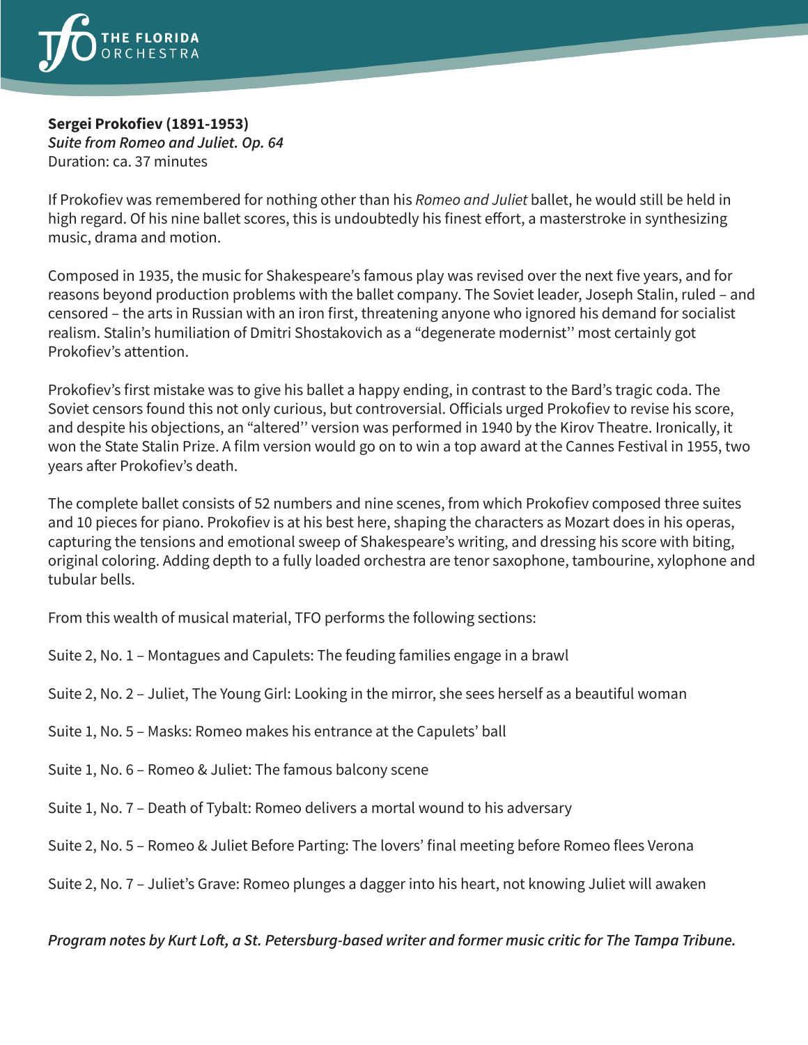**Sergei Prokofiev (1891-1953)**
***Suite from Romeo and Juliet. Op. 64***
Duration: ca. 37 minutes

If Prokofiev was remembered for nothing other than his *Romeo and Juliet* ballet, he would still be held in high regard. Of his nine ballet scores, this is undoubtedly his finest effort, a masterstroke in synthesizing music, drama and motion.

Composed in 1935, the music for Shakespeare's famous play was revised over the next five years, and for reasons beyond production problems with the ballet company. The Soviet leader, Joseph Stalin, ruled – and censored – the arts in Russian with an iron first, threatening anyone who ignored his demand for socialist realism. Stalin's humiliation of Dmitri Shostakovich as a "degenerate modernist'' most certainly got Prokofiev's attention.

Prokofiev's first mistake was to give his ballet a happy ending, in contrast to the Bard's tragic coda. The Soviet censors found this not only curious, but controversial. Officials urged Prokofiev to revise his score, and despite his objections, an "altered'' version was performed in 1940 by the Kirov Theatre. Ironically, it won the State Stalin Prize. A film version would go on to win a top award at the Cannes Festival in 1955, two years after Prokofiev's death.

The complete ballet consists of 52 numbers and nine scenes, from which Prokofiev composed three suites and 10 pieces for piano. Prokofiev is at his best here, shaping the characters as Mozart does in his operas, capturing the tensions and emotional sweep of Shakespeare's writing, and dressing his score with biting, original coloring. Adding depth to a fully loaded orchestra are tenor saxophone, tambourine, xylophone and tubular bells.

From this wealth of musical material, TFO performs the following sections:

Suite 2, No. 1 – Montagues and Capulets: The feuding families engage in a brawl

Suite 2, No. 2 – Juliet, The Young Girl: Looking in the mirror, she sees herself as a beautiful woman

Suite 1, No. 5 – Masks: Romeo makes his entrance at the Capulets' ball

Suite 1, No. 6 – Romeo & Juliet: The famous balcony scene

Suite 1, No. 7 – Death of Tybalt: Romeo delivers a mortal wound to his adversary

Suite 2, No. 5 – Romeo & Juliet Before Parting: The lovers' final meeting before Romeo flees Verona

Suite 2, No. 7 – Juliet's Grave: Romeo plunges a dagger into his heart, not knowing Juliet will awaken

***Program notes by Kurt Loft, a St. Petersburg-based writer and former music critic for The Tampa Tribune.***